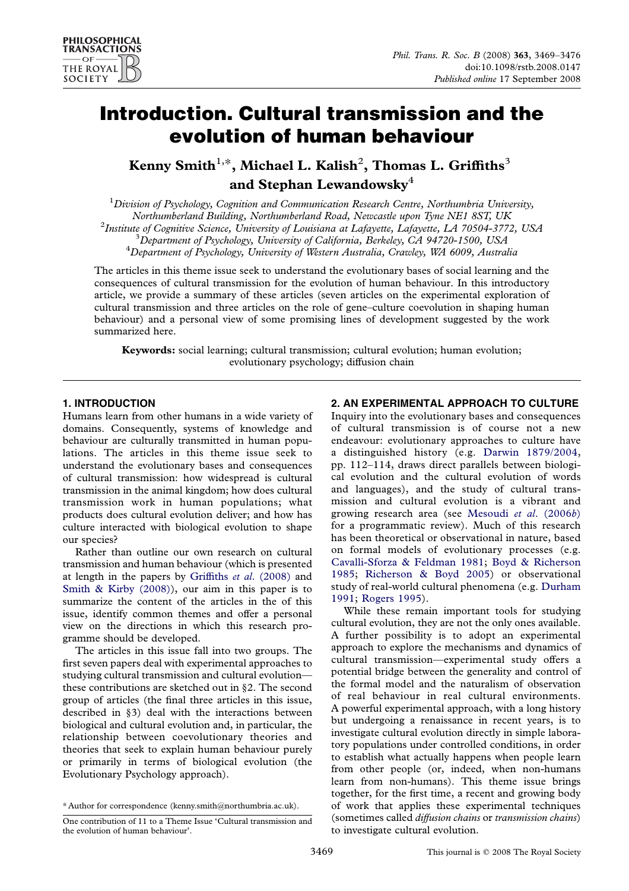# Introduction. Cultural transmission and the evolution of human behaviour

**Kenny Smith[1,*], Michael L. Kalish[2], Thomas L. Griffiths[3] and Stephan Lewandowsky[4]**

[1]*Division of Psychology, Cognition and Communication Research Centre, Northumbria University, Northumberland Building, Northumberland Road, Newcastle upon Tyne NE1 8ST, UK*
[2]*Institute of Cognitive Science, University of Louisiana at Lafayette, Lafayette, LA 70504-3772, USA*
[3]*Department of Psychology, University of California, Berkeley, CA 94720-1500, USA*
[4]*Department of Psychology, University of Western Australia, Crawley, WA 6009, Australia*

The articles in this theme issue seek to understand the evolutionary bases of social learning and the consequences of cultural transmission for the evolution of human behaviour. In this introductory article, we provide a summary of these articles (seven articles on the experimental exploration of cultural transmission and three articles on the role of gene–culture coevolution in shaping human behaviour) and a personal view of some promising lines of development suggested by the work summarized here.

**Keywords:** social learning; cultural transmission; cultural evolution; human evolution; evolutionary psychology; diffusion chain

## 1. INTRODUCTION

Humans learn from other humans in a wide variety of domains. Consequently, systems of knowledge and behaviour are culturally transmitted in human populations. The articles in this theme issue seek to understand the evolutionary bases and consequences of cultural transmission: how widespread is cultural transmission in the animal kingdom; how does cultural transmission work in human populations; what products does cultural evolution deliver; and how has culture interacted with biological evolution to shape our species?

Rather than outline our own research on cultural transmission and human behaviour (which is presented at length in the papers by Griffiths *et al*. (2008) and Smith & Kirby (2008)), our aim in this paper is to summarize the content of the articles in the of this issue, identify common themes and offer a personal view on the directions in which this research programme should be developed.

The articles in this issue fall into two groups. The first seven papers deal with experimental approaches to studying cultural transmission and cultural evolution—these contributions are sketched out in §2. The second group of articles (the final three articles in this issue, described in §3) deal with the interactions between biological and cultural evolution and, in particular, the relationship between coevolutionary theories and theories that seek to explain human behaviour purely or primarily in terms of biological evolution (the Evolutionary Psychology approach).

## 2. AN EXPERIMENTAL APPROACH TO CULTURE

Inquiry into the evolutionary bases and consequences of cultural transmission is of course not a new endeavour: evolutionary approaches to culture have a distinguished history (e.g. Darwin 1879/2004, pp. 112–114, draws direct parallels between biological evolution and the cultural evolution of words and languages), and the study of cultural transmission and cultural evolution is a vibrant and growing research area (see Mesoudi *et al*. (2006*b*) for a programmatic review). Much of this research has been theoretical or observational in nature, based on formal models of evolutionary processes (e.g. Cavalli-Sforza & Feldman 1981; Boyd & Richerson 1985; Richerson & Boyd 2005) or observational study of real-world cultural phenomena (e.g. Durham 1991; Rogers 1995).

While these remain important tools for studying cultural evolution, they are not the only ones available. A further possibility is to adopt an experimental approach to explore the mechanisms and dynamics of cultural transmission—experimental study offers a potential bridge between the generality and control of the formal model and the naturalism of observation of real behaviour in real cultural environments. A powerful experimental approach, with a long history but undergoing a renaissance in recent years, is to investigate cultural evolution directly in simple laboratory populations under controlled conditions, in order to establish what actually happens when people learn from other people (or, indeed, when non-humans learn from non-humans). This theme issue brings together, for the first time, a recent and growing body of work that applies these experimental techniques (sometimes called *diffusion chains* or *transmission chains*) to investigate cultural evolution.

\* Author for correspondence (kenny.smith@northumbria.ac.uk).

One contribution of 11 to a Theme Issue 'Cultural transmission and the evolution of human behaviour'.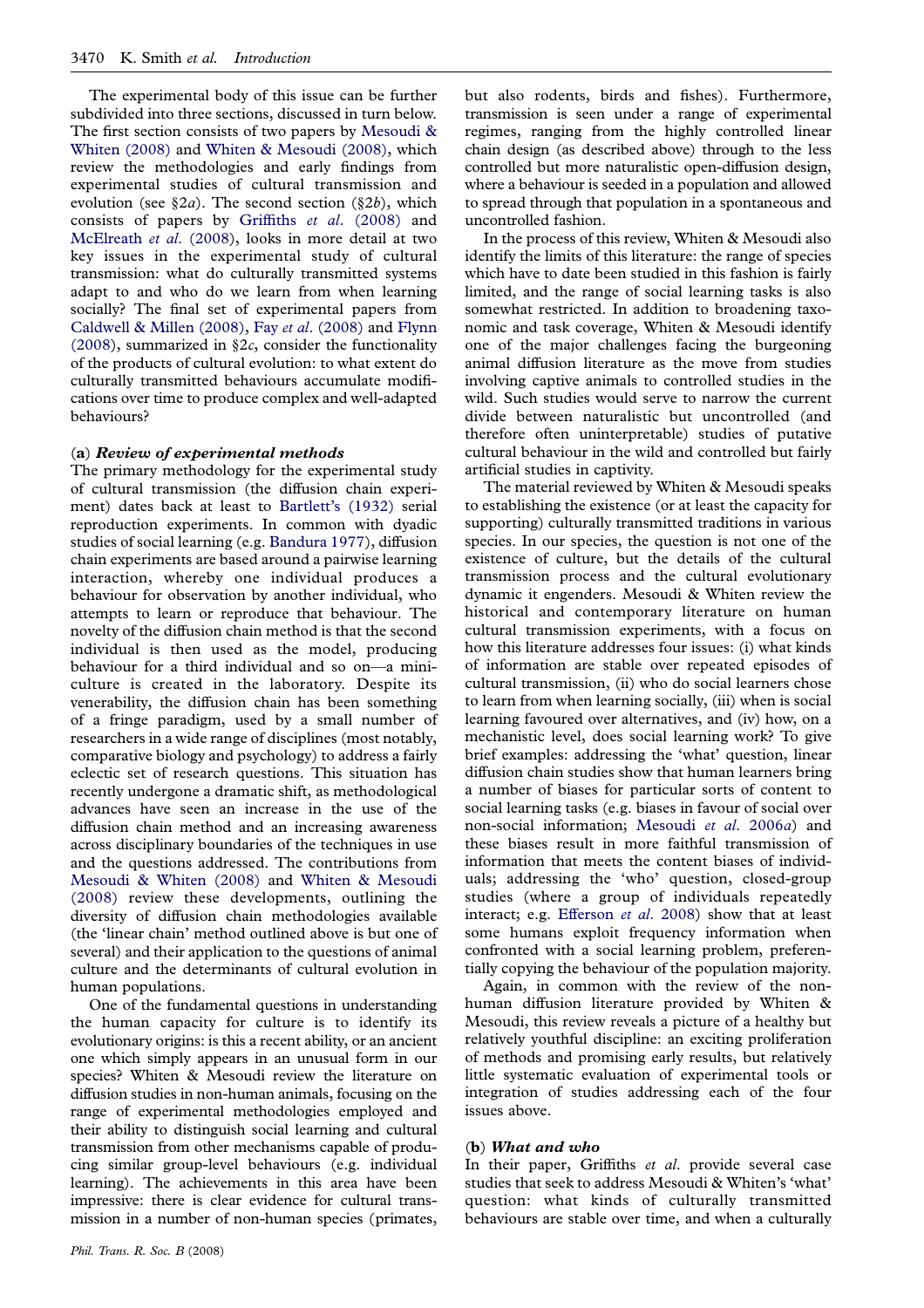The experimental body of this issue can be further subdivided into three sections, discussed in turn below. The first section consists of two papers by Mesoudi & Whiten (2008) and Whiten & Mesoudi (2008), which review the methodologies and early findings from experimental studies of cultural transmission and evolution (see §2*a*). The second section (§2*b*), which consists of papers by Griffiths *et al*. (2008) and McElreath *et al*. (2008), looks in more detail at two key issues in the experimental study of cultural transmission: what do culturally transmitted systems adapt to and who do we learn from when learning socially? The final set of experimental papers from Caldwell & Millen (2008), Fay *et al*. (2008) and Flynn (2008), summarized in §2*c*, consider the functionality of the products of cultural evolution: to what extent do culturally transmitted behaviours accumulate modifications over time to produce complex and well-adapted behaviours?

### (a) *Review of experimental methods*

The primary methodology for the experimental study of cultural transmission (the diffusion chain experiment) dates back at least to Bartlett's (1932) serial reproduction experiments. In common with dyadic studies of social learning (e.g. Bandura 1977), diffusion chain experiments are based around a pairwise learning interaction, whereby one individual produces a behaviour for observation by another individual, who attempts to learn or reproduce that behaviour. The novelty of the diffusion chain method is that the second individual is then used as the model, producing behaviour for a third individual and so on—a mini-culture is created in the laboratory. Despite its venerability, the diffusion chain has been something of a fringe paradigm, used by a small number of researchers in a wide range of disciplines (most notably, comparative biology and psychology) to address a fairly eclectic set of research questions. This situation has recently undergone a dramatic shift, as methodological advances have seen an increase in the use of the diffusion chain method and an increasing awareness across disciplinary boundaries of the techniques in use and the questions addressed. The contributions from Mesoudi & Whiten (2008) and Whiten & Mesoudi (2008) review these developments, outlining the diversity of diffusion chain methodologies available (the 'linear chain' method outlined above is but one of several) and their application to the questions of animal culture and the determinants of cultural evolution in human populations.

One of the fundamental questions in understanding the human capacity for culture is to identify its evolutionary origins: is this a recent ability, or an ancient one which simply appears in an unusual form in our species? Whiten & Mesoudi review the literature on diffusion studies in non-human animals, focusing on the range of experimental methodologies employed and their ability to distinguish social learning and cultural transmission from other mechanisms capable of producing similar group-level behaviours (e.g. individual learning). The achievements in this area have been impressive: there is clear evidence for cultural transmission in a number of non-human species (primates, but also rodents, birds and fishes). Furthermore, transmission is seen under a range of experimental regimes, ranging from the highly controlled linear chain design (as described above) through to the less controlled but more naturalistic open-diffusion design, where a behaviour is seeded in a population and allowed to spread through that population in a spontaneous and uncontrolled fashion.

In the process of this review, Whiten & Mesoudi also identify the limits of this literature: the range of species which have to date been studied in this fashion is fairly limited, and the range of social learning tasks is also somewhat restricted. In addition to broadening taxonomic and task coverage, Whiten & Mesoudi identify one of the major challenges facing the burgeoning animal diffusion literature as the move from studies involving captive animals to controlled studies in the wild. Such studies would serve to narrow the current divide between naturalistic but uncontrolled (and therefore often uninterpretable) studies of putative cultural behaviour in the wild and controlled but fairly artificial studies in captivity.

The material reviewed by Whiten & Mesoudi speaks to establishing the existence (or at least the capacity for supporting) culturally transmitted traditions in various species. In our species, the question is not one of the existence of culture, but the details of the cultural transmission process and the cultural evolutionary dynamic it engenders. Mesoudi & Whiten review the historical and contemporary literature on human cultural transmission experiments, with a focus on how this literature addresses four issues: (i) what kinds of information are stable over repeated episodes of cultural transmission, (ii) who do social learners chose to learn from when learning socially, (iii) when is social learning favoured over alternatives, and (iv) how, on a mechanistic level, does social learning work? To give brief examples: addressing the 'what' question, linear diffusion chain studies show that human learners bring a number of biases for particular sorts of content to social learning tasks (e.g. biases in favour of social over non-social information; Mesoudi *et al*. 2006*a*) and these biases result in more faithful transmission of information that meets the content biases of individuals; addressing the 'who' question, closed-group studies (where a group of individuals repeatedly interact; e.g. Efferson *et al*. 2008) show that at least some humans exploit frequency information when confronted with a social learning problem, preferentially copying the behaviour of the population majority.

Again, in common with the review of the non-human diffusion literature provided by Whiten & Mesoudi, this review reveals a picture of a healthy but relatively youthful discipline: an exciting proliferation of methods and promising early results, but relatively little systematic evaluation of experimental tools or integration of studies addressing each of the four issues above.

### (b) *What and who*

In their paper, Griffiths *et al*. provide several case studies that seek to address Mesoudi & Whiten's 'what' question: what kinds of culturally transmitted behaviours are stable over time, and when a culturally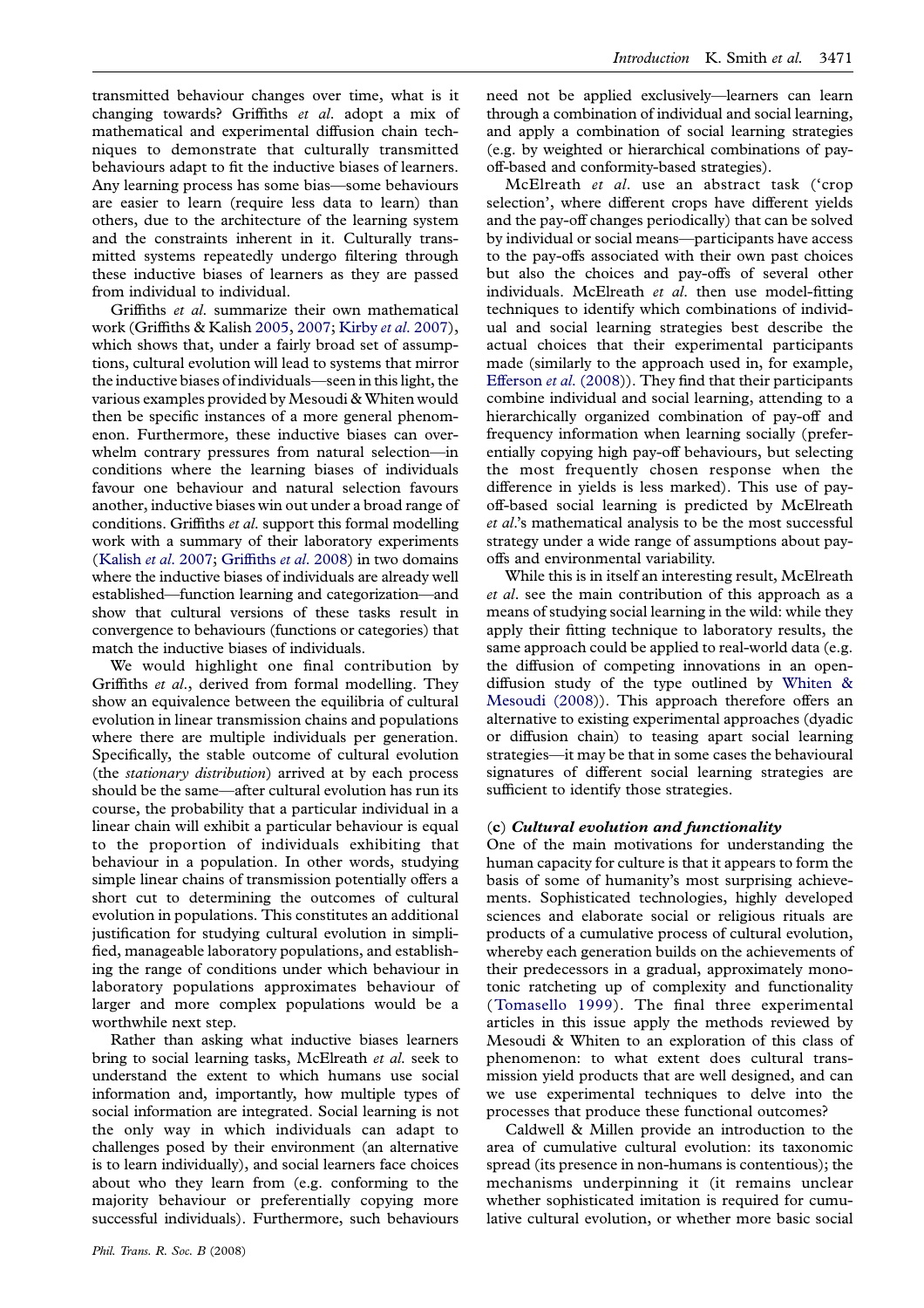transmitted behaviour changes over time, what is it changing towards? Griffiths *et al*. adopt a mix of mathematical and experimental diffusion chain techniques to demonstrate that culturally transmitted behaviours adapt to fit the inductive biases of learners. Any learning process has some bias—some behaviours are easier to learn (require less data to learn) than others, due to the architecture of the learning system and the constraints inherent in it. Culturally transmitted systems repeatedly undergo filtering through these inductive biases of learners as they are passed from individual to individual.

Griffiths *et al*. summarize their own mathematical work (Griffiths & Kalish 2005, 2007; Kirby *et al*. 2007), which shows that, under a fairly broad set of assumptions, cultural evolution will lead to systems that mirror the inductive biases of individuals—seen in this light, the various examples provided by Mesoudi & Whiten would then be specific instances of a more general phenomenon. Furthermore, these inductive biases can overwhelm contrary pressures from natural selection—in conditions where the learning biases of individuals favour one behaviour and natural selection favours another, inductive biases win out under a broad range of conditions. Griffiths *et al*. support this formal modelling work with a summary of their laboratory experiments (Kalish *et al*. 2007; Griffiths *et al*. 2008) in two domains where the inductive biases of individuals are already well established—function learning and categorization—and show that cultural versions of these tasks result in convergence to behaviours (functions or categories) that match the inductive biases of individuals.

We would highlight one final contribution by Griffiths *et al*., derived from formal modelling. They show an equivalence between the equilibria of cultural evolution in linear transmission chains and populations where there are multiple individuals per generation. Specifically, the stable outcome of cultural evolution (the *stationary distribution*) arrived at by each process should be the same—after cultural evolution has run its course, the probability that a particular individual in a linear chain will exhibit a particular behaviour is equal to the proportion of individuals exhibiting that behaviour in a population. In other words, studying simple linear chains of transmission potentially offers a short cut to determining the outcomes of cultural evolution in populations. This constitutes an additional justification for studying cultural evolution in simplified, manageable laboratory populations, and establishing the range of conditions under which behaviour in laboratory populations approximates behaviour of larger and more complex populations would be a worthwhile next step.

Rather than asking what inductive biases learners bring to social learning tasks, McElreath *et al*. seek to understand the extent to which humans use social information and, importantly, how multiple types of social information are integrated. Social learning is not the only way in which individuals can adapt to challenges posed by their environment (an alternative is to learn individually), and social learners face choices about who they learn from (e.g. conforming to the majority behaviour or preferentially copying more successful individuals). Furthermore, such behaviours need not be applied exclusively—learners can learn through a combination of individual and social learning, and apply a combination of social learning strategies (e.g. by weighted or hierarchical combinations of pay-off-based and conformity-based strategies).

McElreath *et al*. use an abstract task ('crop selection', where different crops have different yields and the pay-off changes periodically) that can be solved by individual or social means—participants have access to the pay-offs associated with their own past choices but also the choices and pay-offs of several other individuals. McElreath *et al*. then use model-fitting techniques to identify which combinations of individual and social learning strategies best describe the actual choices that their experimental participants made (similarly to the approach used in, for example, Efferson *et al*. (2008)). They find that their participants combine individual and social learning, attending to a hierarchically organized combination of pay-off and frequency information when learning socially (preferentially copying high pay-off behaviours, but selecting the most frequently chosen response when the difference in yields is less marked). This use of pay-off-based social learning is predicted by McElreath *et al*.'s mathematical analysis to be the most successful strategy under a wide range of assumptions about pay-offs and environmental variability.

While this is in itself an interesting result, McElreath *et al*. see the main contribution of this approach as a means of studying social learning in the wild: while they apply their fitting technique to laboratory results, the same approach could be applied to real-world data (e.g. the diffusion of competing innovations in an open-diffusion study of the type outlined by Whiten & Mesoudi (2008)). This approach therefore offers an alternative to existing experimental approaches (dyadic or diffusion chain) to teasing apart social learning strategies—it may be that in some cases the behavioural signatures of different social learning strategies are sufficient to identify those strategies.

### (c) *Cultural evolution and functionality*

One of the main motivations for understanding the human capacity for culture is that it appears to form the basis of some of humanity's most surprising achievements. Sophisticated technologies, highly developed sciences and elaborate social or religious rituals are products of a cumulative process of cultural evolution, whereby each generation builds on the achievements of their predecessors in a gradual, approximately monotonic ratcheting up of complexity and functionality (Tomasello 1999). The final three experimental articles in this issue apply the methods reviewed by Mesoudi & Whiten to an exploration of this class of phenomenon: to what extent does cultural transmission yield products that are well designed, and can we use experimental techniques to delve into the processes that produce these functional outcomes?

Caldwell & Millen provide an introduction to the area of cumulative cultural evolution: its taxonomic spread (its presence in non-humans is contentious); the mechanisms underpinning it (it remains unclear whether sophisticated imitation is required for cumulative cultural evolution, or whether more basic social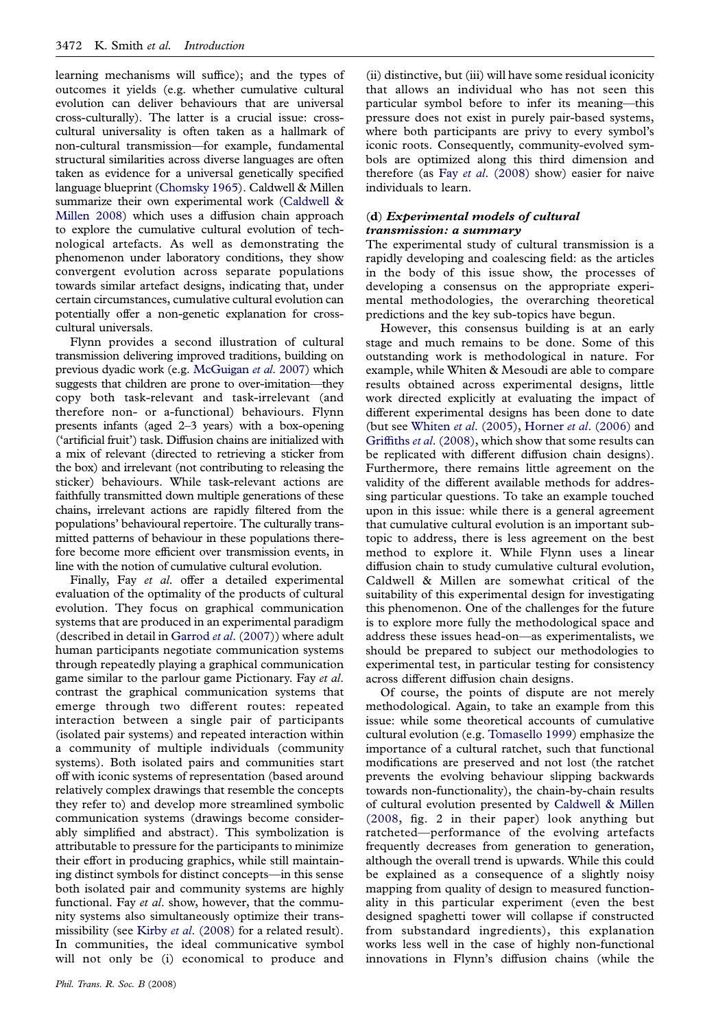learning mechanisms will suffice); and the types of outcomes it yields (e.g. whether cumulative cultural evolution can deliver behaviours that are universal cross-culturally). The latter is a crucial issue: cross-cultural universality is often taken as a hallmark of non-cultural transmission—for example, fundamental structural similarities across diverse languages are often taken as evidence for a universal genetically specified language blueprint (Chomsky 1965). Caldwell & Millen summarize their own experimental work (Caldwell & Millen 2008) which uses a diffusion chain approach to explore the cumulative cultural evolution of technological artefacts. As well as demonstrating the phenomenon under laboratory conditions, they show convergent evolution across separate populations towards similar artefact designs, indicating that, under certain circumstances, cumulative cultural evolution can potentially offer a non-genetic explanation for cross-cultural universals.

Flynn provides a second illustration of cultural transmission delivering improved traditions, building on previous dyadic work (e.g. McGuigan *et al.* 2007) which suggests that children are prone to over-imitation—they copy both task-relevant and task-irrelevant (and therefore non- or a-functional) behaviours. Flynn presents infants (aged 2–3 years) with a box-opening ('artificial fruit') task. Diffusion chains are initialized with a mix of relevant (directed to retrieving a sticker from the box) and irrelevant (not contributing to releasing the sticker) behaviours. While task-relevant actions are faithfully transmitted down multiple generations of these chains, irrelevant actions are rapidly filtered from the populations' behavioural repertoire. The culturally transmitted patterns of behaviour in these populations therefore become more efficient over transmission events, in line with the notion of cumulative cultural evolution.

Finally, Fay *et al.* offer a detailed experimental evaluation of the optimality of the products of cultural evolution. They focus on graphical communication systems that are produced in an experimental paradigm (described in detail in Garrod *et al.* (2007)) where adult human participants negotiate communication systems through repeatedly playing a graphical communication game similar to the parlour game Pictionary. Fay *et al.* contrast the graphical communication systems that emerge through two different routes: repeated interaction between a single pair of participants (isolated pair systems) and repeated interaction within a community of multiple individuals (community systems). Both isolated pairs and communities start off with iconic systems of representation (based around relatively complex drawings that resemble the concepts they refer to) and develop more streamlined symbolic communication systems (drawings become considerably simplified and abstract). This symbolization is attributable to pressure for the participants to minimize their effort in producing graphics, while still maintaining distinct symbols for distinct concepts—in this sense both isolated pair and community systems are highly functional. Fay *et al.* show, however, that the community systems also simultaneously optimize their transmissibility (see Kirby *et al.* (2008) for a related result). In communities, the ideal communicative symbol will not only be (i) economical to produce and (ii) distinctive, but (iii) will have some residual iconicity that allows an individual who has not seen this particular symbol before to infer its meaning—this pressure does not exist in purely pair-based systems, where both participants are privy to every symbol's iconic roots. Consequently, community-evolved symbols are optimized along this third dimension and therefore (as Fay *et al.* (2008) show) easier for naive individuals to learn.

### (d) *Experimental models of cultural transmission: a summary*

The experimental study of cultural transmission is a rapidly developing and coalescing field: as the articles in the body of this issue show, the processes of developing a consensus on the appropriate experimental methodologies, the overarching theoretical predictions and the key sub-topics have begun.

However, this consensus building is at an early stage and much remains to be done. Some of this outstanding work is methodological in nature. For example, while Whiten & Mesoudi are able to compare results obtained across experimental designs, little work directed explicitly at evaluating the impact of different experimental designs has been done to date (but see Whiten *et al.* (2005), Horner *et al.* (2006) and Griffiths *et al.* (2008), which show that some results can be replicated with different diffusion chain designs). Furthermore, there remains little agreement on the validity of the different available methods for addressing particular questions. To take an example touched upon in this issue: while there is a general agreement that cumulative cultural evolution is an important sub-topic to address, there is less agreement on the best method to explore it. While Flynn uses a linear diffusion chain to study cumulative cultural evolution, Caldwell & Millen are somewhat critical of the suitability of this experimental design for investigating this phenomenon. One of the challenges for the future is to explore more fully the methodological space and address these issues head-on—as experimentalists, we should be prepared to subject our methodologies to experimental test, in particular testing for consistency across different diffusion chain designs.

Of course, the points of dispute are not merely methodological. Again, to take an example from this issue: while some theoretical accounts of cumulative cultural evolution (e.g. Tomasello 1999) emphasize the importance of a cultural ratchet, such that functional modifications are preserved and not lost (the ratchet prevents the evolving behaviour slipping backwards towards non-functionality), the chain-by-chain results of cultural evolution presented by Caldwell & Millen (2008, fig. 2 in their paper) look anything but ratcheted—performance of the evolving artefacts frequently decreases from generation to generation, although the overall trend is upwards. While this could be explained as a consequence of a slightly noisy mapping from quality of design to measured functionality in this particular experiment (even the best designed spaghetti tower will collapse if constructed from substandard ingredients), this explanation works less well in the case of highly non-functional innovations in Flynn's diffusion chains (while the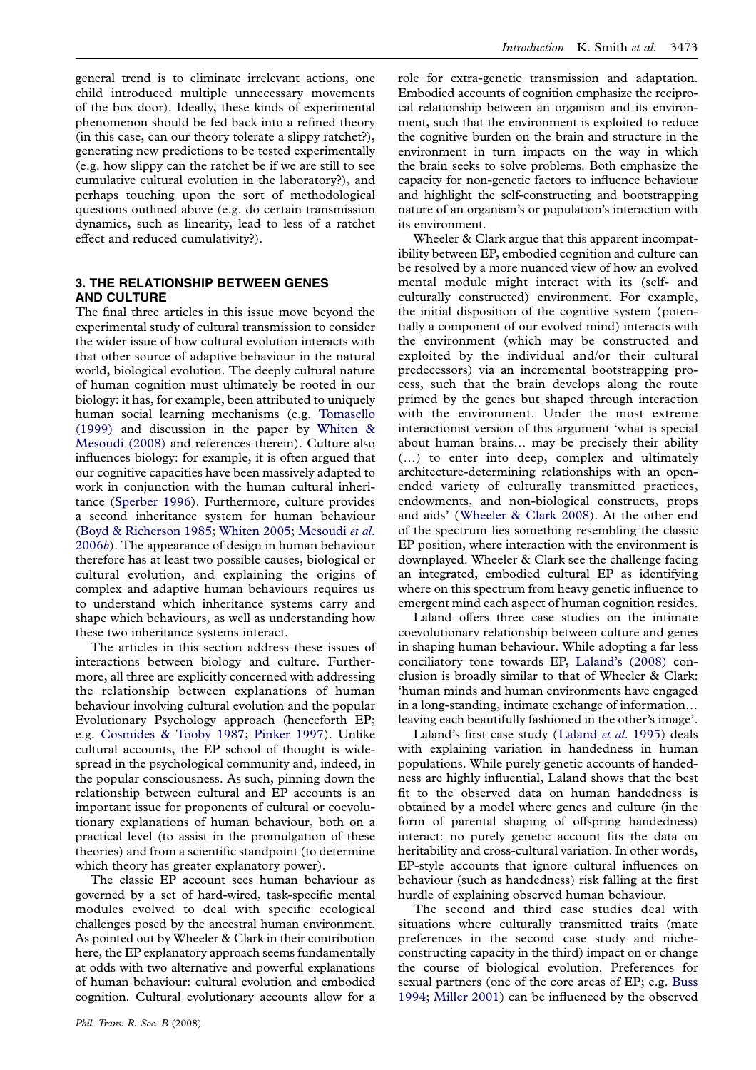general trend is to eliminate irrelevant actions, one child introduced multiple unnecessary movements of the box door). Ideally, these kinds of experimental phenomenon should be fed back into a refined theory (in this case, can our theory tolerate a slippy ratchet?), generating new predictions to be tested experimentally (e.g. how slippy can the ratchet be if we are still to see cumulative cultural evolution in the laboratory?), and perhaps touching upon the sort of methodological questions outlined above (e.g. do certain transmission dynamics, such as linearity, lead to less of a ratchet effect and reduced cumulativity?).

## 3. THE RELATIONSHIP BETWEEN GENES AND CULTURE

The final three articles in this issue move beyond the experimental study of cultural transmission to consider the wider issue of how cultural evolution interacts with that other source of adaptive behaviour in the natural world, biological evolution. The deeply cultural nature of human cognition must ultimately be rooted in our biology: it has, for example, been attributed to uniquely human social learning mechanisms (e.g. Tomasello (1999) and discussion in the paper by Whiten & Mesoudi (2008) and references therein). Culture also influences biology: for example, it is often argued that our cognitive capacities have been massively adapted to work in conjunction with the human cultural inheritance (Sperber 1996). Furthermore, culture provides a second inheritance system for human behaviour (Boyd & Richerson 1985; Whiten 2005; Mesoudi *et al.* 2006*b*). The appearance of design in human behaviour therefore has at least two possible causes, biological or cultural evolution, and explaining the origins of complex and adaptive human behaviours requires us to understand which inheritance systems carry and shape which behaviours, as well as understanding how these two inheritance systems interact.

The articles in this section address these issues of interactions between biology and culture. Furthermore, all three are explicitly concerned with addressing the relationship between explanations of human behaviour involving cultural evolution and the popular Evolutionary Psychology approach (henceforth EP; e.g. Cosmides & Tooby 1987; Pinker 1997). Unlike cultural accounts, the EP school of thought is widespread in the psychological community and, indeed, in the popular consciousness. As such, pinning down the relationship between cultural and EP accounts is an important issue for proponents of cultural or coevolutionary explanations of human behaviour, both on a practical level (to assist in the promulgation of these theories) and from a scientific standpoint (to determine which theory has greater explanatory power).

The classic EP account sees human behaviour as governed by a set of hard-wired, task-specific mental modules evolved to deal with specific ecological challenges posed by the ancestral human environment. As pointed out by Wheeler & Clark in their contribution here, the EP explanatory approach seems fundamentally at odds with two alternative and powerful explanations of human behaviour: cultural evolution and embodied cognition. Cultural evolutionary accounts allow for a role for extra-genetic transmission and adaptation. Embodied accounts of cognition emphasize the reciprocal relationship between an organism and its environment, such that the environment is exploited to reduce the cognitive burden on the brain and structure in the environment in turn impacts on the way in which the brain seeks to solve problems. Both emphasize the capacity for non-genetic factors to influence behaviour and highlight the self-constructing and bootstrapping nature of an organism's or population's interaction with its environment.

Wheeler & Clark argue that this apparent incompatibility between EP, embodied cognition and culture can be resolved by a more nuanced view of how an evolved mental module might interact with its (self- and culturally constructed) environment. For example, the initial disposition of the cognitive system (potentially a component of our evolved mind) interacts with the environment (which may be constructed and exploited by the individual and/or their cultural predecessors) via an incremental bootstrapping process, such that the brain develops along the route primed by the genes but shaped through interaction with the environment. Under the most extreme interactionist version of this argument 'what is special about human brains… may be precisely their ability (…) to enter into deep, complex and ultimately architecture-determining relationships with an open-ended variety of culturally transmitted practices, endowments, and non-biological constructs, props and aids' (Wheeler & Clark 2008). At the other end of the spectrum lies something resembling the classic EP position, where interaction with the environment is downplayed. Wheeler & Clark see the challenge facing an integrated, embodied cultural EP as identifying where on this spectrum from heavy genetic influence to emergent mind each aspect of human cognition resides.

Laland offers three case studies on the intimate coevolutionary relationship between culture and genes in shaping human behaviour. While adopting a far less conciliatory tone towards EP, Laland's (2008) conclusion is broadly similar to that of Wheeler & Clark: 'human minds and human environments have engaged in a long-standing, intimate exchange of information… leaving each beautifully fashioned in the other's image'.

Laland's first case study (Laland *et al.* 1995) deals with explaining variation in handedness in human populations. While purely genetic accounts of handedness are highly influential, Laland shows that the best fit to the observed data on human handedness is obtained by a model where genes and culture (in the form of parental shaping of offspring handedness) interact: no purely genetic account fits the data on heritability and cross-cultural variation. In other words, EP-style accounts that ignore cultural influences on behaviour (such as handedness) risk falling at the first hurdle of explaining observed human behaviour.

The second and third case studies deal with situations where culturally transmitted traits (mate preferences in the second case study and niche-constructing capacity in the third) impact on or change the course of biological evolution. Preferences for sexual partners (one of the core areas of EP; e.g. Buss 1994; Miller 2001) can be influenced by the observed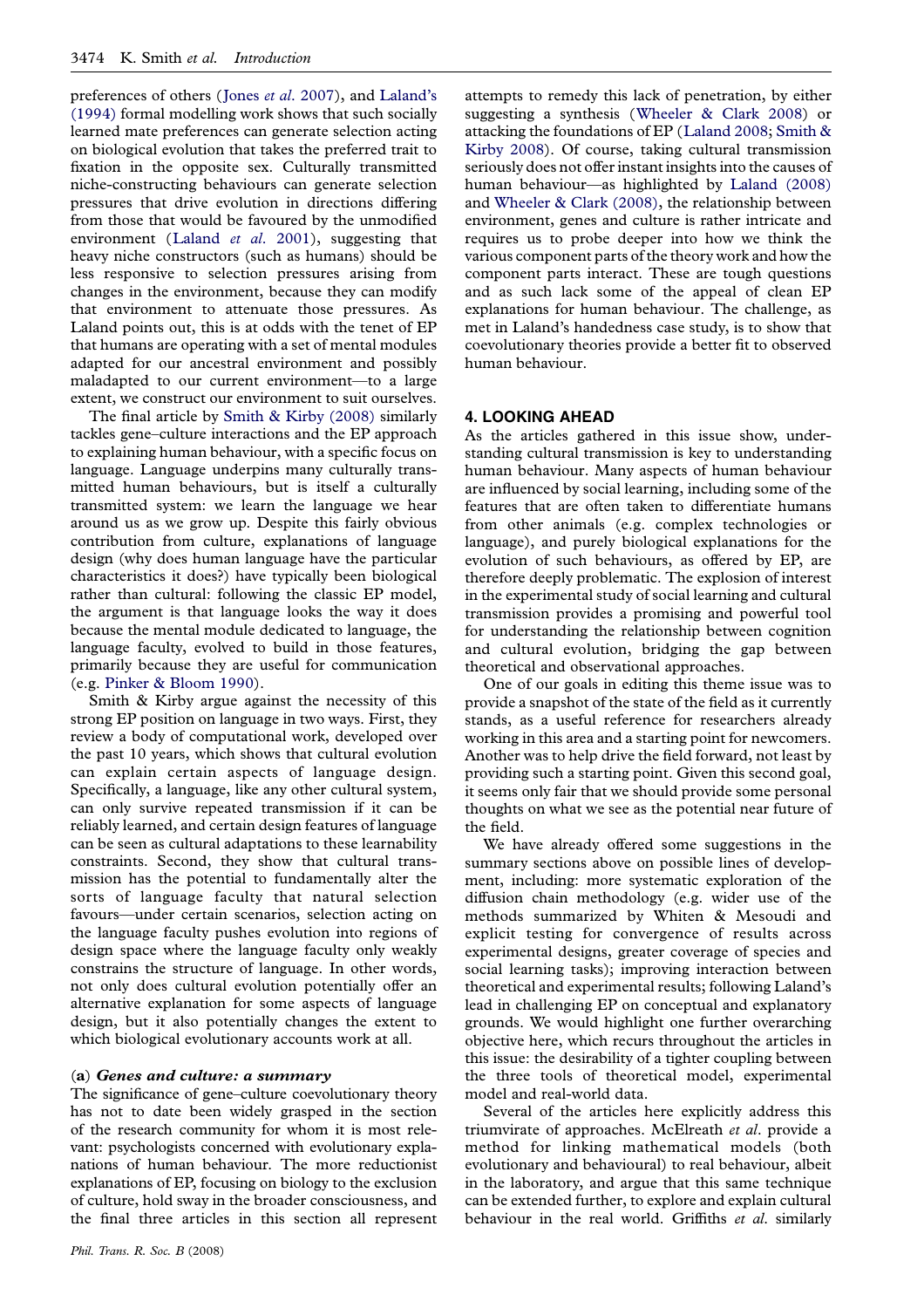preferences of others (Jones *et al*. 2007), and Laland's (1994) formal modelling work shows that such socially learned mate preferences can generate selection acting on biological evolution that takes the preferred trait to fixation in the opposite sex. Culturally transmitted niche-constructing behaviours can generate selection pressures that drive evolution in directions differing from those that would be favoured by the unmodified environment (Laland *et al*. 2001), suggesting that heavy niche constructors (such as humans) should be less responsive to selection pressures arising from changes in the environment, because they can modify that environment to attenuate those pressures. As Laland points out, this is at odds with the tenet of EP that humans are operating with a set of mental modules adapted for our ancestral environment and possibly maladapted to our current environment—to a large extent, we construct our environment to suit ourselves.

The final article by Smith & Kirby (2008) similarly tackles gene–culture interactions and the EP approach to explaining human behaviour, with a specific focus on language. Language underpins many culturally transmitted human behaviours, but is itself a culturally transmitted system: we learn the language we hear around us as we grow up. Despite this fairly obvious contribution from culture, explanations of language design (why does human language have the particular characteristics it does?) have typically been biological rather than cultural: following the classic EP model, the argument is that language looks the way it does because the mental module dedicated to language, the language faculty, evolved to build in those features, primarily because they are useful for communication (e.g. Pinker & Bloom 1990).

Smith & Kirby argue against the necessity of this strong EP position on language in two ways. First, they review a body of computational work, developed over the past 10 years, which shows that cultural evolution can explain certain aspects of language design. Specifically, a language, like any other cultural system, can only survive repeated transmission if it can be reliably learned, and certain design features of language can be seen as cultural adaptations to these learnability constraints. Second, they show that cultural transmission has the potential to fundamentally alter the sorts of language faculty that natural selection favours—under certain scenarios, selection acting on the language faculty pushes evolution into regions of design space where the language faculty only weakly constrains the structure of language. In other words, not only does cultural evolution potentially offer an alternative explanation for some aspects of language design, but it also potentially changes the extent to which biological evolutionary accounts work at all.

### (a) *Genes and culture: a summary*

The significance of gene–culture coevolutionary theory has not to date been widely grasped in the section of the research community for whom it is most relevant: psychologists concerned with evolutionary explanations of human behaviour. The more reductionist explanations of EP, focusing on biology to the exclusion of culture, hold sway in the broader consciousness, and the final three articles in this section all represent attempts to remedy this lack of penetration, by either suggesting a synthesis (Wheeler & Clark 2008) or attacking the foundations of EP (Laland 2008; Smith & Kirby 2008). Of course, taking cultural transmission seriously does not offer instant insights into the causes of human behaviour—as highlighted by Laland (2008) and Wheeler & Clark (2008), the relationship between environment, genes and culture is rather intricate and requires us to probe deeper into how we think the various component parts of the theory work and how the component parts interact. These are tough questions and as such lack some of the appeal of clean EP explanations for human behaviour. The challenge, as met in Laland's handedness case study, is to show that coevolutionary theories provide a better fit to observed human behaviour.

## 4. LOOKING AHEAD

As the articles gathered in this issue show, understanding cultural transmission is key to understanding human behaviour. Many aspects of human behaviour are influenced by social learning, including some of the features that are often taken to differentiate humans from other animals (e.g. complex technologies or language), and purely biological explanations for the evolution of such behaviours, as offered by EP, are therefore deeply problematic. The explosion of interest in the experimental study of social learning and cultural transmission provides a promising and powerful tool for understanding the relationship between cognition and cultural evolution, bridging the gap between theoretical and observational approaches.

One of our goals in editing this theme issue was to provide a snapshot of the state of the field as it currently stands, as a useful reference for researchers already working in this area and a starting point for newcomers. Another was to help drive the field forward, not least by providing such a starting point. Given this second goal, it seems only fair that we should provide some personal thoughts on what we see as the potential near future of the field.

We have already offered some suggestions in the summary sections above on possible lines of development, including: more systematic exploration of the diffusion chain methodology (e.g. wider use of the methods summarized by Whiten & Mesoudi and explicit testing for convergence of results across experimental designs, greater coverage of species and social learning tasks); improving interaction between theoretical and experimental results; following Laland's lead in challenging EP on conceptual and explanatory grounds. We would highlight one further overarching objective here, which recurs throughout the articles in this issue: the desirability of a tighter coupling between the three tools of theoretical model, experimental model and real-world data.

Several of the articles here explicitly address this triumvirate of approaches. McElreath *et al*. provide a method for linking mathematical models (both evolutionary and behavioural) to real behaviour, albeit in the laboratory, and argue that this same technique can be extended further, to explore and explain cultural behaviour in the real world. Griffiths *et al*. similarly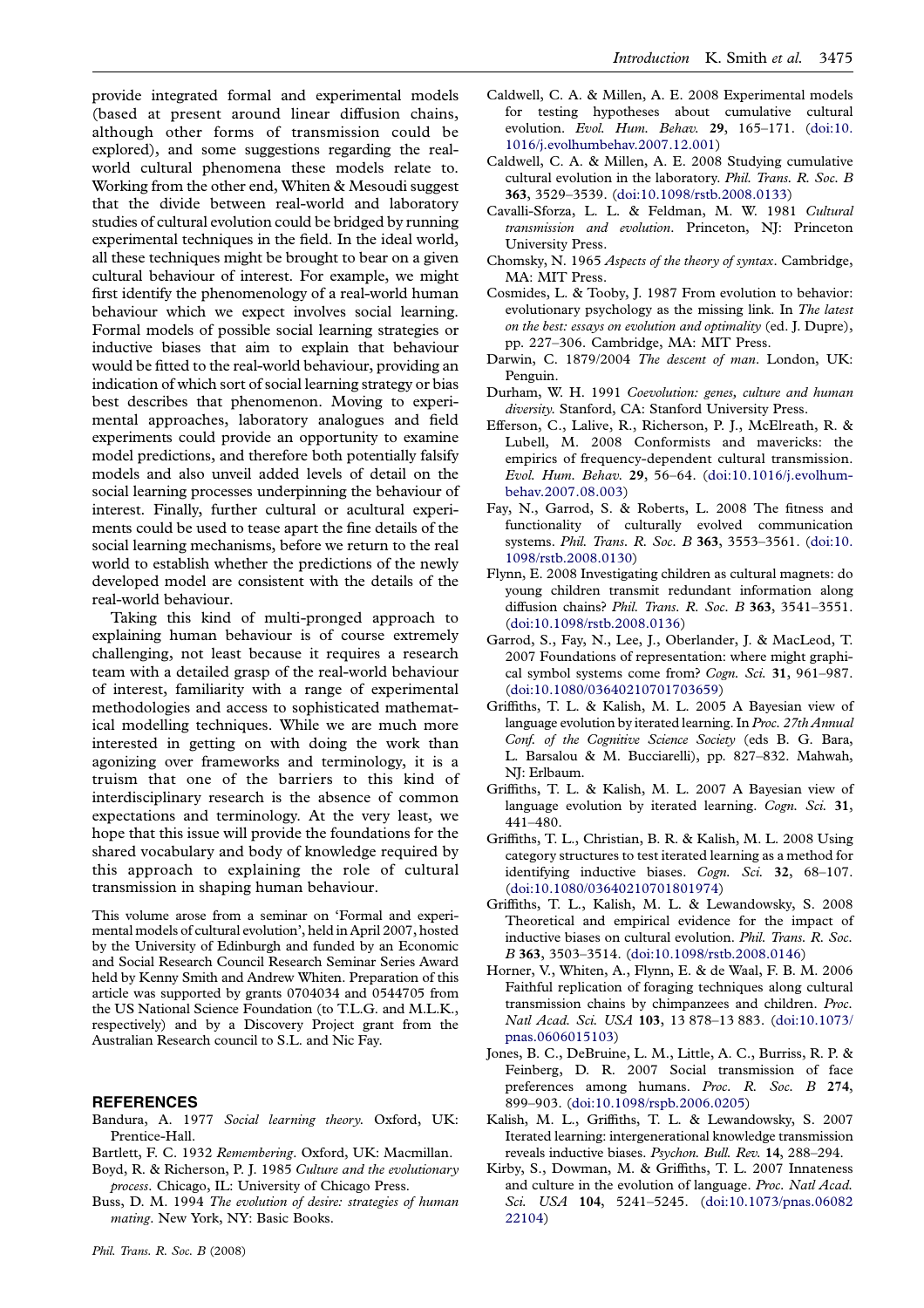provide integrated formal and experimental models (based at present around linear diffusion chains, although other forms of transmission could be explored), and some suggestions regarding the real-world cultural phenomena these models relate to. Working from the other end, Whiten & Mesoudi suggest that the divide between real-world and laboratory studies of cultural evolution could be bridged by running experimental techniques in the field. In the ideal world, all these techniques might be brought to bear on a given cultural behaviour of interest. For example, we might first identify the phenomenology of a real-world human behaviour which we expect involves social learning. Formal models of possible social learning strategies or inductive biases that aim to explain that behaviour would be fitted to the real-world behaviour, providing an indication of which sort of social learning strategy or bias best describes that phenomenon. Moving to experimental approaches, laboratory analogues and field experiments could provide an opportunity to examine model predictions, and therefore both potentially falsify models and also unveil added levels of detail on the social learning processes underpinning the behaviour of interest. Finally, further cultural or acultural experiments could be used to tease apart the fine details of the social learning mechanisms, before we return to the real world to establish whether the predictions of the newly developed model are consistent with the details of the real-world behaviour.

Taking this kind of multi-pronged approach to explaining human behaviour is of course extremely challenging, not least because it requires a research team with a detailed grasp of the real-world behaviour of interest, familiarity with a range of experimental methodologies and access to sophisticated mathematical modelling techniques. While we are much more interested in getting on with doing the work than agonizing over frameworks and terminology, it is a truism that one of the barriers to this kind of interdisciplinary research is the absence of common expectations and terminology. At the very least, we hope that this issue will provide the foundations for the shared vocabulary and body of knowledge required by this approach to explaining the role of cultural transmission in shaping human behaviour.

This volume arose from a seminar on 'Formal and experimental models of cultural evolution', held in April 2007, hosted by the University of Edinburgh and funded by an Economic and Social Research Council Research Seminar Series Award held by Kenny Smith and Andrew Whiten. Preparation of this article was supported by grants 0704034 and 0544705 from the US National Science Foundation (to T.L.G. and M.L.K., respectively) and by a Discovery Project grant from the Australian Research council to S.L. and Nic Fay.

## REFERENCES

Bandura, A. 1977 *Social learning theory*. Oxford, UK: Prentice-Hall.

Bartlett, F. C. 1932 *Remembering*. Oxford, UK: Macmillan.

Boyd, R. & Richerson, P. J. 1985 *Culture and the evolutionary process*. Chicago, IL: University of Chicago Press.

Buss, D. M. 1994 *The evolution of desire: strategies of human mating*. New York, NY: Basic Books.

Caldwell, C. A. & Millen, A. E. 2008 Experimental models for testing hypotheses about cumulative cultural evolution. *Evol. Hum. Behav.* **29**, 165–171. (doi:10.1016/j.evolhumbehav.2007.12.001)

Caldwell, C. A. & Millen, A. E. 2008 Studying cumulative cultural evolution in the laboratory. *Phil. Trans. R. Soc. B* **363**, 3529–3539. (doi:10.1098/rstb.2008.0133)

Cavalli-Sforza, L. L. & Feldman, M. W. 1981 *Cultural transmission and evolution*. Princeton, NJ: Princeton University Press.

Chomsky, N. 1965 *Aspects of the theory of syntax*. Cambridge, MA: MIT Press.

Cosmides, L. & Tooby, J. 1987 From evolution to behavior: evolutionary psychology as the missing link. In *The latest on the best: essays on evolution and optimality* (ed. J. Dupre), pp. 227–306. Cambridge, MA: MIT Press.

Darwin, C. 1879/2004 *The descent of man*. London, UK: Penguin.

Durham, W. H. 1991 *Coevolution: genes, culture and human diversity*. Stanford, CA: Stanford University Press.

Efferson, C., Lalive, R., Richerson, P. J., McElreath, R. & Lubell, M. 2008 Conformists and mavericks: the empirics of frequency-dependent cultural transmission. *Evol. Hum. Behav.* **29**, 56–64. (doi:10.1016/j.evolhumbehav.2007.08.003)

Fay, N., Garrod, S. & Roberts, L. 2008 The fitness and functionality of culturally evolved communication systems. *Phil. Trans. R. Soc. B* **363**, 3553–3561. (doi:10.1098/rstb.2008.0130)

Flynn, E. 2008 Investigating children as cultural magnets: do young children transmit redundant information along diffusion chains? *Phil. Trans. R. Soc. B* **363**, 3541–3551. (doi:10.1098/rstb.2008.0136)

Garrod, S., Fay, N., Lee, J., Oberlander, J. & MacLeod, T. 2007 Foundations of representation: where might graphical symbol systems come from? *Cogn. Sci.* **31**, 961–987. (doi:10.1080/03640210701703659)

Griffiths, T. L. & Kalish, M. L. 2005 A Bayesian view of language evolution by iterated learning. In *Proc. 27th Annual Conf. of the Cognitive Science Society* (eds B. G. Bara, L. Barsalou & M. Bucciarelli), pp. 827–832. Mahwah, NJ: Erlbaum.

Griffiths, T. L. & Kalish, M. L. 2007 A Bayesian view of language evolution by iterated learning. *Cogn. Sci.* **31**, 441–480.

Griffiths, T. L., Christian, B. R. & Kalish, M. L. 2008 Using category structures to test iterated learning as a method for identifying inductive biases. *Cogn. Sci.* **32**, 68–107. (doi:10.1080/03640210701801974)

Griffiths, T. L., Kalish, M. L. & Lewandowsky, S. 2008 Theoretical and empirical evidence for the impact of inductive biases on cultural evolution. *Phil. Trans. R. Soc. B* **363**, 3503–3514. (doi:10.1098/rstb.2008.0146)

Horner, V., Whiten, A., Flynn, E. & de Waal, F. B. M. 2006 Faithful replication of foraging techniques along cultural transmission chains by chimpanzees and children. *Proc. Natl Acad. Sci. USA* **103**, 13 878–13 883. (doi:10.1073/pnas.0606015103)

Jones, B. C., DeBruine, L. M., Little, A. C., Burriss, R. P. & Feinberg, D. R. 2007 Social transmission of face preferences among humans. *Proc. R. Soc. B* **274**, 899–903. (doi:10.1098/rspb.2006.0205)

Kalish, M. L., Griffiths, T. L. & Lewandowsky, S. 2007 Iterated learning: intergenerational knowledge transmission reveals inductive biases. *Psychon. Bull. Rev.* **14**, 288–294.

Kirby, S., Dowman, M. & Griffiths, T. L. 2007 Innateness and culture in the evolution of language. *Proc. Natl Acad. Sci. USA* **104**, 5241–5245. (doi:10.1073/pnas.0608222104)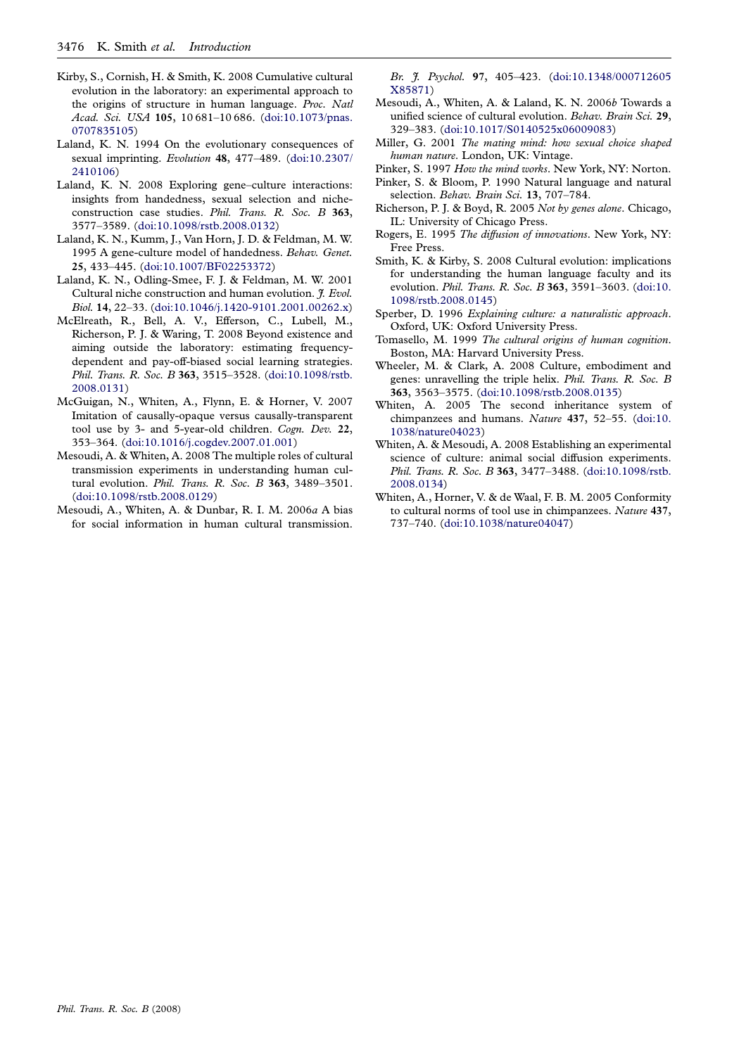Kirby, S., Cornish, H. & Smith, K. 2008 Cumulative cultural evolution in the laboratory: an experimental approach to the origins of structure in human language. *Proc. Natl Acad. Sci. USA* **105**, 10 681–10 686. (doi:10.1073/pnas.0707835105)

Laland, K. N. 1994 On the evolutionary consequences of sexual imprinting. *Evolution* **48**, 477–489. (doi:10.2307/2410106)

Laland, K. N. 2008 Exploring gene–culture interactions: insights from handedness, sexual selection and niche-construction case studies. *Phil. Trans. R. Soc. B* **363**, 3577–3589. (doi:10.1098/rstb.2008.0132)

Laland, K. N., Kumm, J., Van Horn, J. D. & Feldman, M. W. 1995 A gene-culture model of handedness. *Behav. Genet.* **25**, 433–445. (doi:10.1007/BF02253372)

Laland, K. N., Odling-Smee, F. J. & Feldman, M. W. 2001 Cultural niche construction and human evolution. *J. Evol. Biol.* **14**, 22–33. (doi:10.1046/j.1420-9101.2001.00262.x)

McElreath, R., Bell, A. V., Efferson, C., Lubell, M., Richerson, P. J. & Waring, T. 2008 Beyond existence and aiming outside the laboratory: estimating frequency-dependent and pay-off-biased social learning strategies. *Phil. Trans. R. Soc. B* **363**, 3515–3528. (doi:10.1098/rstb.2008.0131)

McGuigan, N., Whiten, A., Flynn, E. & Horner, V. 2007 Imitation of causally-opaque versus causally-transparent tool use by 3- and 5-year-old children. *Cogn. Dev.* **22**, 353–364. (doi:10.1016/j.cogdev.2007.01.001)

Mesoudi, A. & Whiten, A. 2008 The multiple roles of cultural transmission experiments in understanding human cultural evolution. *Phil. Trans. R. Soc. B* **363**, 3489–3501. (doi:10.1098/rstb.2008.0129)

Mesoudi, A., Whiten, A. & Dunbar, R. I. M. 2006*a* A bias for social information in human cultural transmission. *Br. J. Psychol.* **97**, 405–423. (doi:10.1348/000712605X85871)

Mesoudi, A., Whiten, A. & Laland, K. N. 2006*b* Towards a unified science of cultural evolution. *Behav. Brain Sci.* **29**, 329–383. (doi:10.1017/S0140525x06009083)

Miller, G. 2001 *The mating mind: how sexual choice shaped human nature*. London, UK: Vintage.

Pinker, S. 1997 *How the mind works*. New York, NY: Norton.

Pinker, S. & Bloom, P. 1990 Natural language and natural selection. *Behav. Brain Sci.* **13**, 707–784.

Richerson, P. J. & Boyd, R. 2005 *Not by genes alone*. Chicago, IL: University of Chicago Press.

Rogers, E. 1995 *The diffusion of innovations*. New York, NY: Free Press.

Smith, K. & Kirby, S. 2008 Cultural evolution: implications for understanding the human language faculty and its evolution. *Phil. Trans. R. Soc. B* **363**, 3591–3603. (doi:10.1098/rstb.2008.0145)

Sperber, D. 1996 *Explaining culture: a naturalistic approach*. Oxford, UK: Oxford University Press.

Tomasello, M. 1999 *The cultural origins of human cognition*. Boston, MA: Harvard University Press.

Wheeler, M. & Clark, A. 2008 Culture, embodiment and genes: unravelling the triple helix. *Phil. Trans. R. Soc. B* **363**, 3563–3575. (doi:10.1098/rstb.2008.0135)

Whiten, A. 2005 The second inheritance system of chimpanzees and humans. *Nature* **437**, 52–55. (doi:10.1038/nature04023)

Whiten, A. & Mesoudi, A. 2008 Establishing an experimental science of culture: animal social diffusion experiments. *Phil. Trans. R. Soc. B* **363**, 3477–3488. (doi:10.1098/rstb.2008.0134)

Whiten, A., Horner, V. & de Waal, F. B. M. 2005 Conformity to cultural norms of tool use in chimpanzees. *Nature* **437**, 737–740. (doi:10.1038/nature04047)